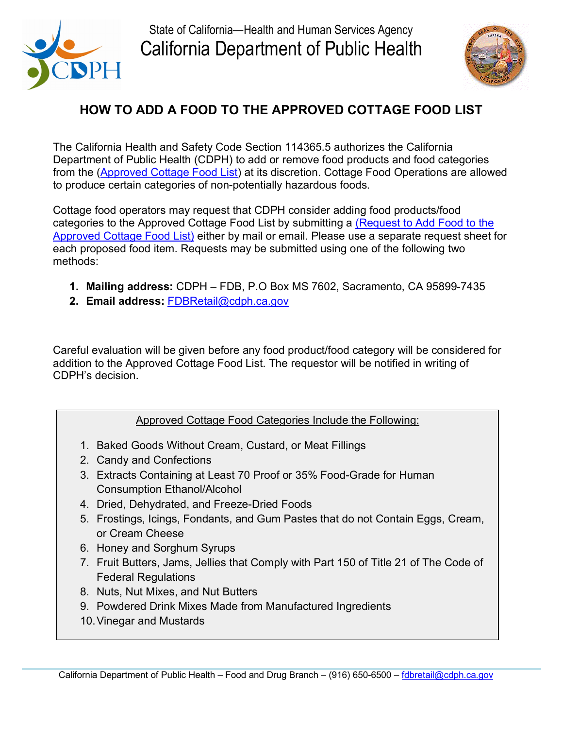State of California—Health and Human Services Agency

California Department of Public Health

# HOW TO ADD A FOOD TO THE APPROVED COTTAGE FOOD LIST

The California Health and Safety Code Section 114365.5 authorizes the California Department of Public Health (CDPH) to add or remove food products and food categories from the (Approved Cottage Food List) at its discretion. Cottage Food Operations are allowed to produce certain categories of non-potentially hazardous foods.

Cottage food operators may request that CDPH consider adding food products/food categories to the Approved Cottage Food List by submitting a (Request to Add Food to the Approved Cottage Food List) either by mail or email. Please use a separate request sheet for each proposed food item. Requests may be submitted using one of the following two methods:

1. **Mailing address:** CDPH – FDB, P.O Box MS 7602, Sacramento, CA 95899-7435
2. **Email address:** FDBRetail@cdph.ca.gov

Careful evaluation will be given before any food product/food category will be considered for addition to the Approved Cottage Food List. The requestor will be notified in writing of CDPH's decision.

Approved Cottage Food Categories Include the Following:

1. Baked Goods Without Cream, Custard, or Meat Fillings
2. Candy and Confections
3. Extracts Containing at Least 70 Proof or 35% Food-Grade for Human Consumption Ethanol/Alcohol
4. Dried, Dehydrated, and Freeze-Dried Foods
5. Frostings, Icings, Fondants, and Gum Pastes that do not Contain Eggs, Cream, or Cream Cheese
6. Honey and Sorghum Syrups
7. Fruit Butters, Jams, Jellies that Comply with Part 150 of Title 21 of The Code of Federal Regulations
8. Nuts, Nut Mixes, and Nut Butters
9. Powdered Drink Mixes Made from Manufactured Ingredients
10. Vinegar and Mustards

California Department of Public Health – Food and Drug Branch – (916) 650-6500 – fdbretail@cdph.ca.gov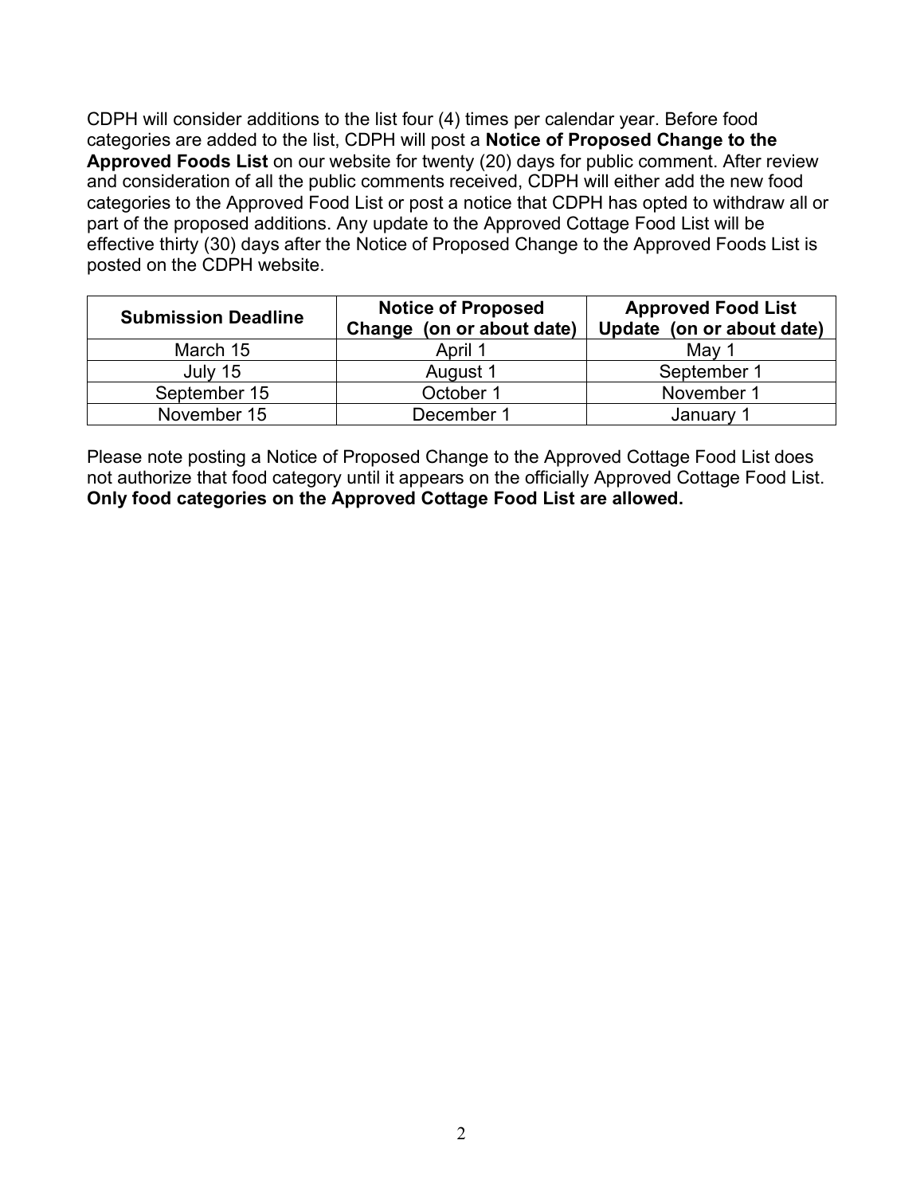CDPH will consider additions to the list four (4) times per calendar year. Before food categories are added to the list, CDPH will post a **Notice of Proposed Change to the Approved Foods List** on our website for twenty (20) days for public comment. After review and consideration of all the public comments received, CDPH will either add the new food categories to the Approved Food List or post a notice that CDPH has opted to withdraw all or part of the proposed additions. Any update to the Approved Cottage Food List will be effective thirty (30) days after the Notice of Proposed Change to the Approved Foods List is posted on the CDPH website.

| Submission Deadline | Notice of Proposed Change (on or about date) | Approved Food List Update (on or about date) |
|---|---|---|
| March 15 | April 1 | May 1 |
| July 15 | August 1 | September 1 |
| September 15 | October 1 | November 1 |
| November 15 | December 1 | January 1 |

Please note posting a Notice of Proposed Change to the Approved Cottage Food List does not authorize that food category until it appears on the officially Approved Cottage Food List. **Only food categories on the Approved Cottage Food List are allowed.**